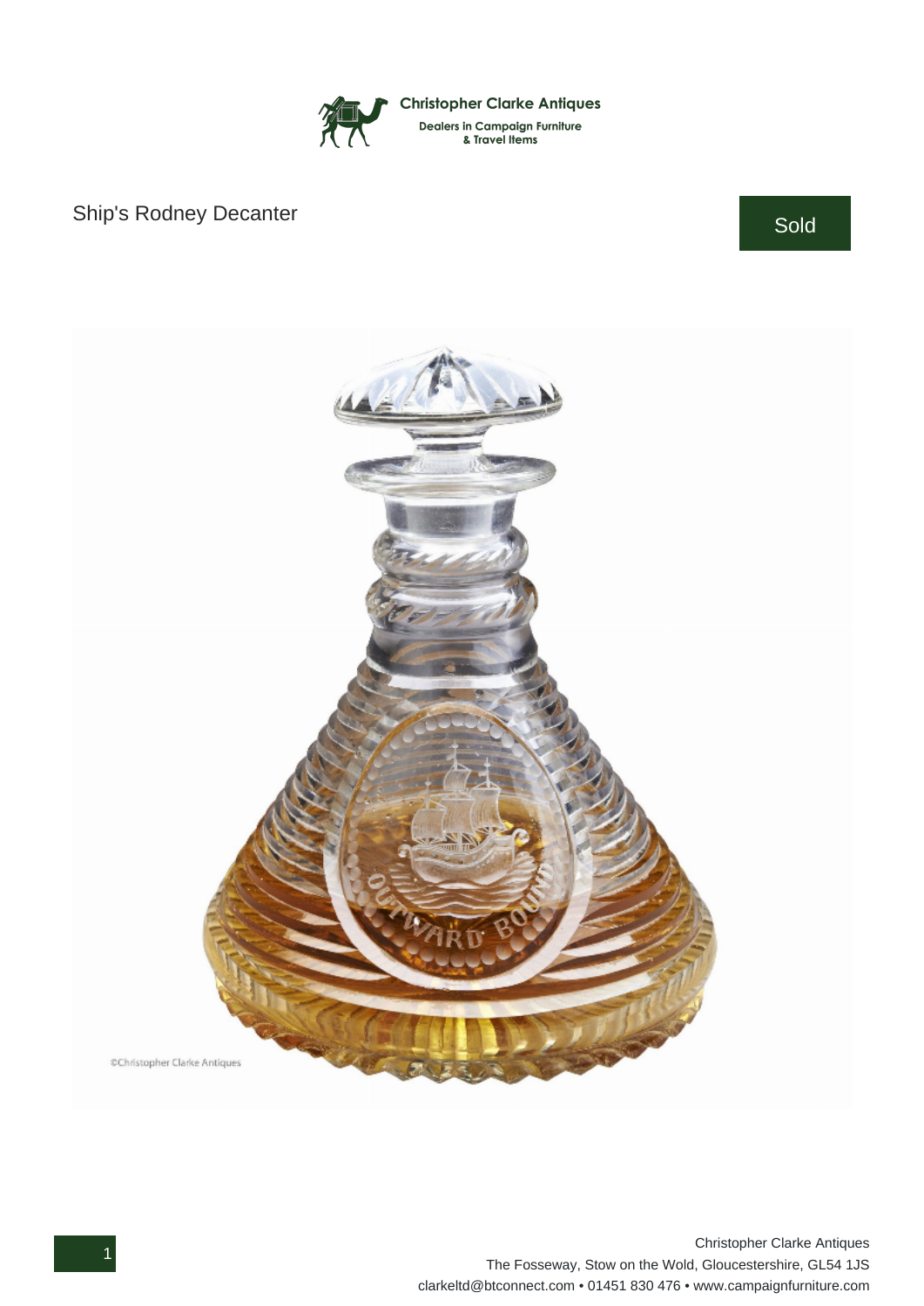Christopher Clarke Antiques

Dealers in Campaign Furniture & Travel Items

# Ship's Rodney Decanter

Sold

Christopher Clarke Antiques
The Fosseway, Stow on the Wold, Gloucestershire, GL54 1JS
clarkeltd@btconnect.com • 01451 830 476 • www.campaignfurniture.com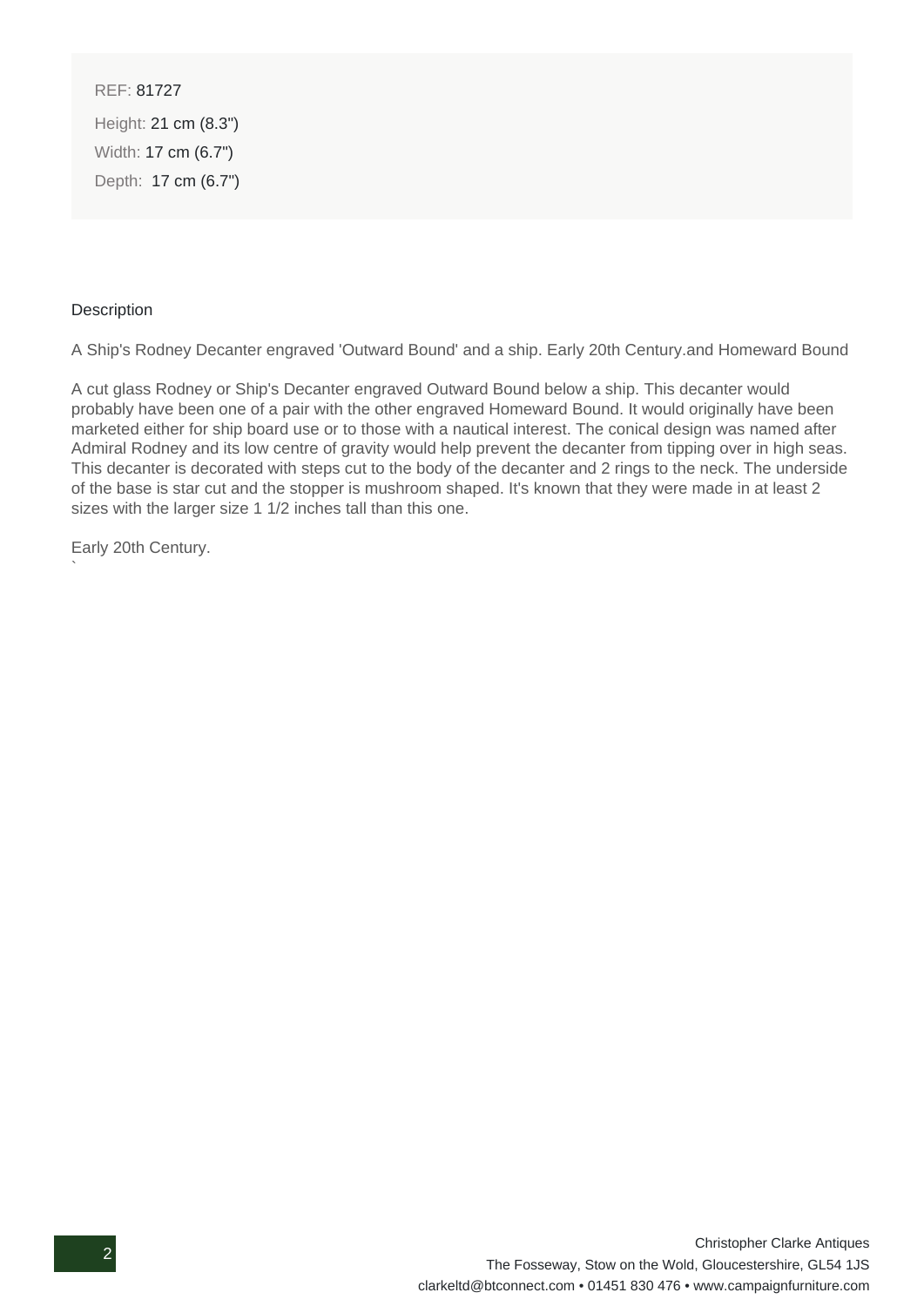REF: 81727

Height: 21 cm (8.3")

Width: 17 cm (6.7")

Depth: 17 cm (6.7")

Description

A Ship's Rodney Decanter engraved 'Outward Bound' and a ship. Early 20th Century.and Homeward Bound

A cut glass Rodney or Ship's Decanter engraved Outward Bound below a ship. This decanter would probably have been one of a pair with the other engraved Homeward Bound. It would originally have been marketed either for ship board use or to those with a nautical interest. The conical design was named after Admiral Rodney and its low centre of gravity would help prevent the decanter from tipping over in high seas. This decanter is decorated with steps cut to the body of the decanter and 2 rings to the neck. The underside of the base is star cut and the stopper is mushroom shaped. It's known that they were made in at least 2 sizes with the larger size 1 1/2 inches tall than this one.

Early 20th Century.

`

Christopher Clarke Antiques

The Fosseway, Stow on the Wold, Gloucestershire, GL54 1JS

clarkeltd@btconnect.com • 01451 830 476 • www.campaignfurniture.com